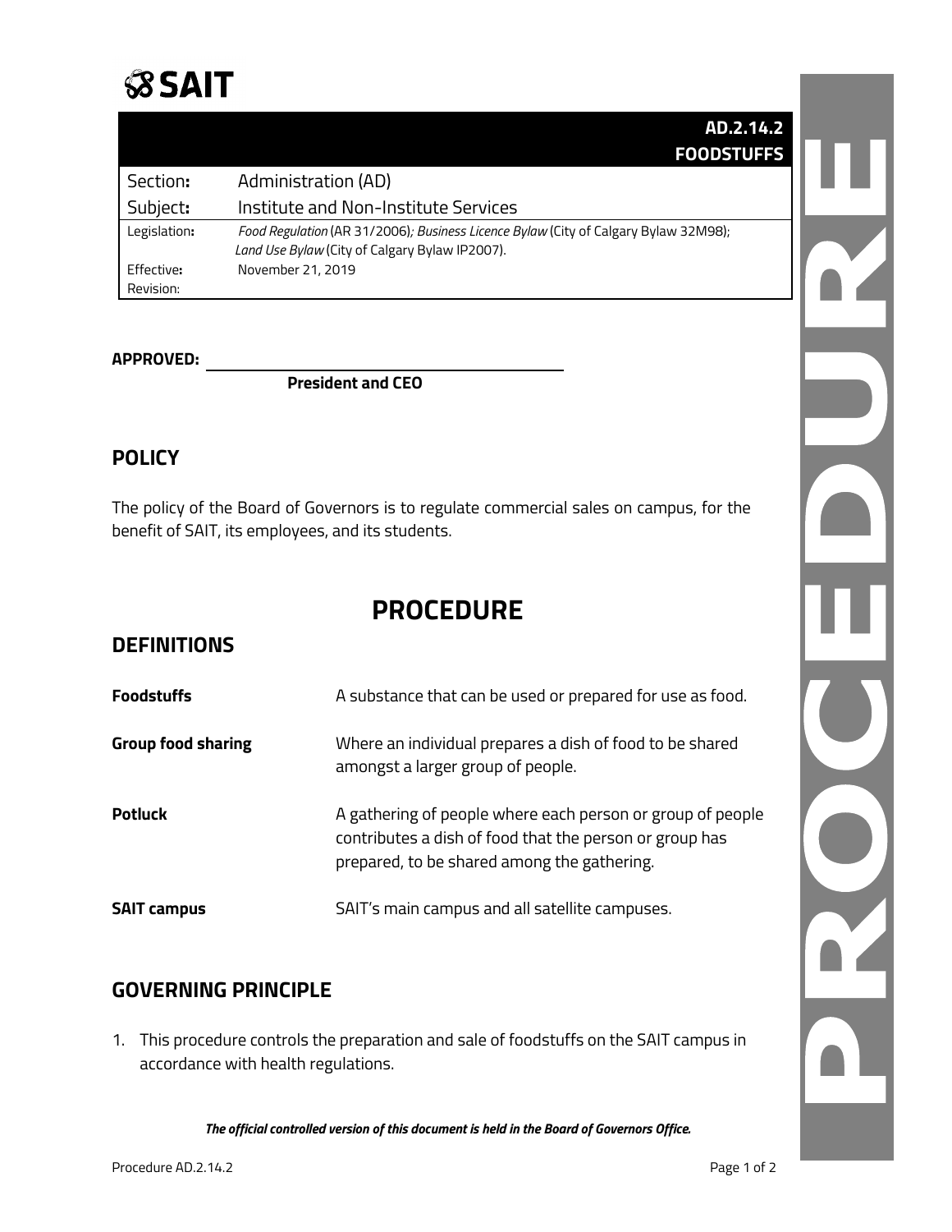**SAIT**

| AD.2.14.2 FOODSTUFFS | |
|---|---|
| Section**:** | Administration (AD) |
| Subject**:** | Institute and Non-Institute Services |
| Legislation**:** | *Food Regulation* (AR 31/2006)*; Business Licence Bylaw* (City of Calgary Bylaw 32M98); *Land Use Bylaw* (City of Calgary Bylaw IP2007). |
| Effective**:** | November 21, 2019 |
| Revision: | |

**APPROVED:** ______________________________

**President and CEO**

## POLICY

The policy of the Board of Governors is to regulate commercial sales on campus, for the benefit of SAIT, its employees, and its students.

# PROCEDURE

## DEFINITIONS

| | |
|---|---|
| **Foodstuffs** | A substance that can be used or prepared for use as food. |
| **Group food sharing** | Where an individual prepares a dish of food to be shared amongst a larger group of people. |
| **Potluck** | A gathering of people where each person or group of people contributes a dish of food that the person or group has prepared, to be shared among the gathering. |
| **SAIT campus** | SAIT's main campus and all satellite campuses. |

## GOVERNING PRINCIPLE

1. This procedure controls the preparation and sale of foodstuffs on the SAIT campus in accordance with health regulations.

***The official controlled version of this document is held in the Board of Governors Office.***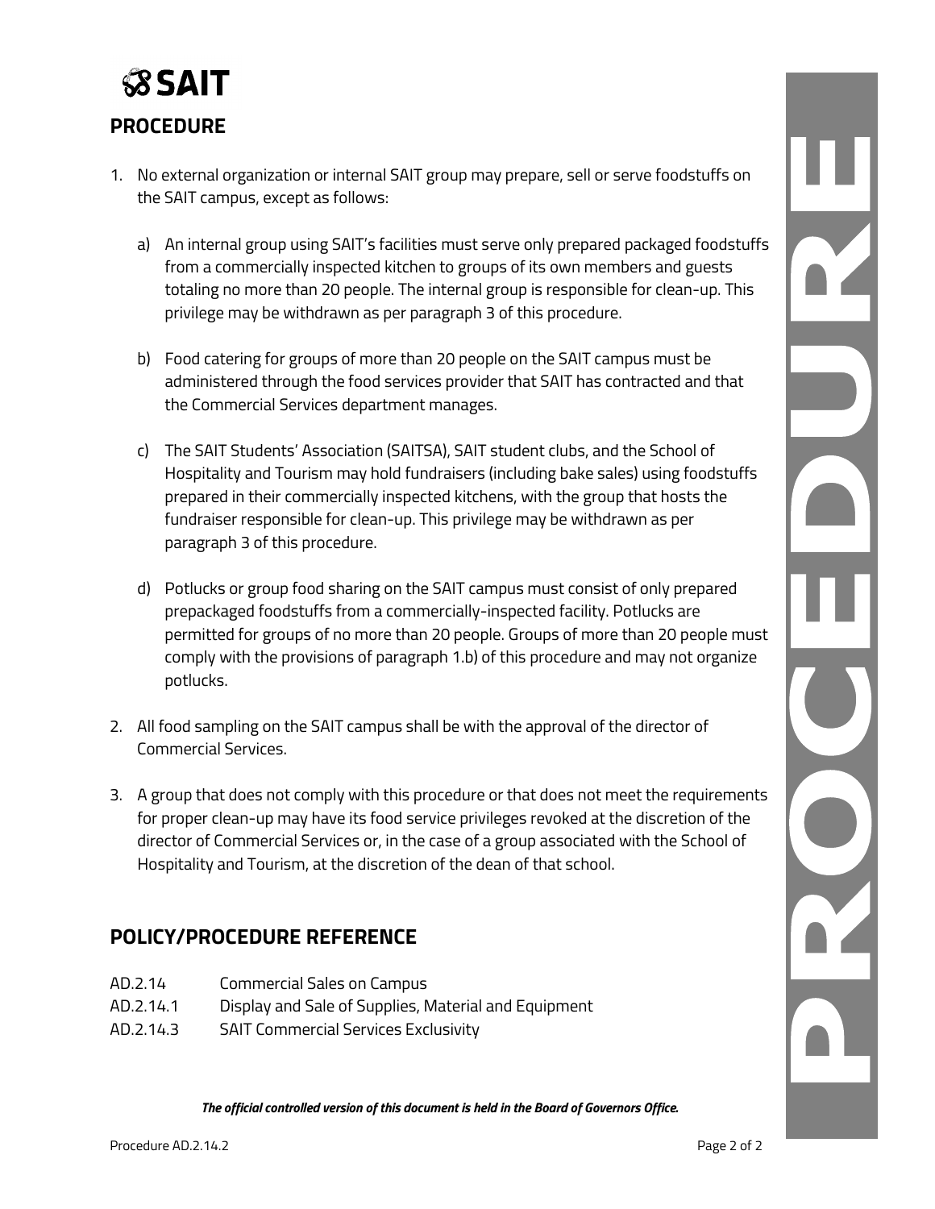## PROCEDURE

1. No external organization or internal SAIT group may prepare, sell or serve foodstuffs on the SAIT campus, except as follows:

   a) An internal group using SAIT's facilities must serve only prepared packaged foodstuffs from a commercially inspected kitchen to groups of its own members and guests totaling no more than 20 people. The internal group is responsible for clean-up. This privilege may be withdrawn as per paragraph 3 of this procedure.

   b) Food catering for groups of more than 20 people on the SAIT campus must be administered through the food services provider that SAIT has contracted and that the Commercial Services department manages.

   c) The SAIT Students' Association (SAITSA), SAIT student clubs, and the School of Hospitality and Tourism may hold fundraisers (including bake sales) using foodstuffs prepared in their commercially inspected kitchens, with the group that hosts the fundraiser responsible for clean-up. This privilege may be withdrawn as per paragraph 3 of this procedure.

   d) Potlucks or group food sharing on the SAIT campus must consist of only prepared prepackaged foodstuffs from a commercially-inspected facility. Potlucks are permitted for groups of no more than 20 people. Groups of more than 20 people must comply with the provisions of paragraph 1.b) of this procedure and may not organize potlucks.

2. All food sampling on the SAIT campus shall be with the approval of the director of Commercial Services.

3. A group that does not comply with this procedure or that does not meet the requirements for proper clean-up may have its food service privileges revoked at the discretion of the director of Commercial Services or, in the case of a group associated with the School of Hospitality and Tourism, at the discretion of the dean of that school.

## POLICY/PROCEDURE REFERENCE

| | |
|---|---|
| AD.2.14 | Commercial Sales on Campus |
| AD.2.14.1 | Display and Sale of Supplies, Material and Equipment |
| AD.2.14.3 | SAIT Commercial Services Exclusivity |

***The official controlled version of this document is held in the Board of Governors Office.***